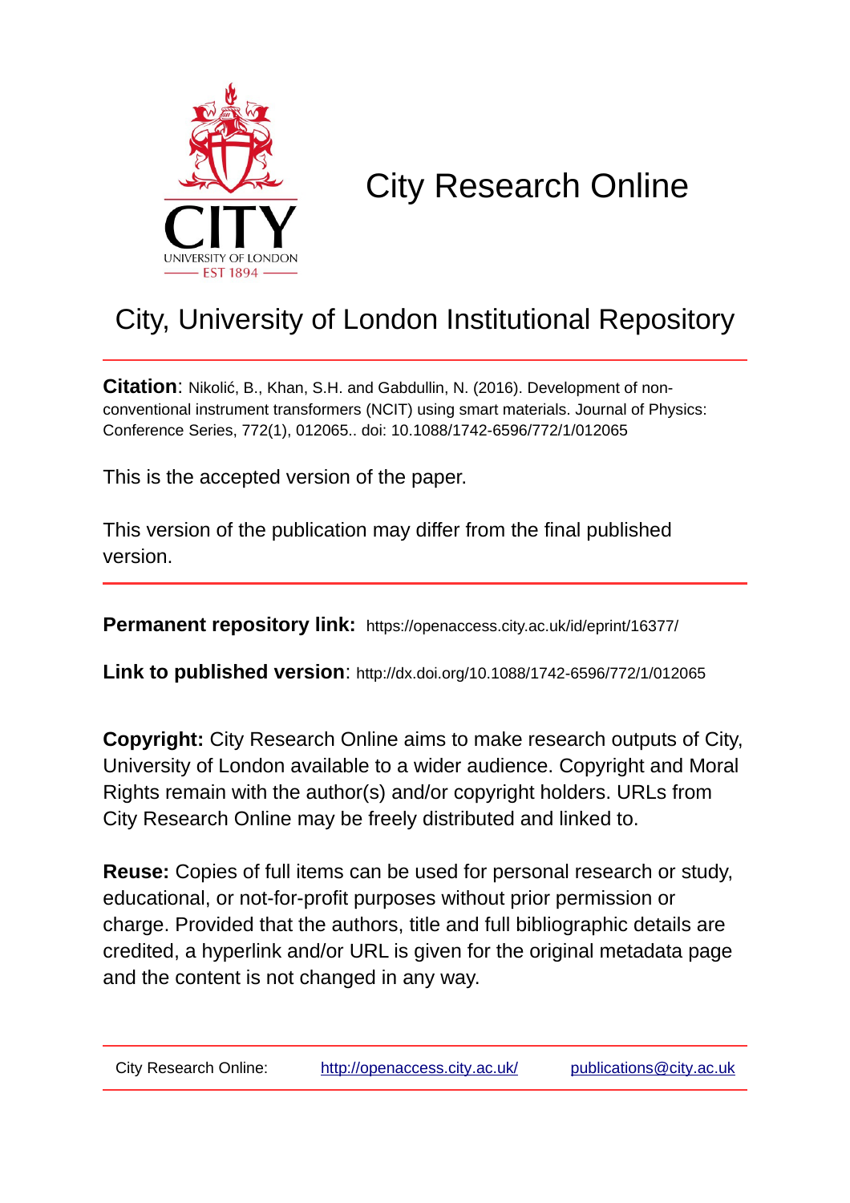# City Research Online

## City, University of London Institutional Repository

**Citation**: Nikolić, B., Khan, S.H. and Gabdullin, N. (2016). Development of non-conventional instrument transformers (NCIT) using smart materials. Journal of Physics: Conference Series, 772(1), 012065.. doi: 10.1088/1742-6596/772/1/012065

This is the accepted version of the paper.

This version of the publication may differ from the final published version.

**Permanent repository link:** https://openaccess.city.ac.uk/id/eprint/16377/

**Link to published version**: http://dx.doi.org/10.1088/1742-6596/772/1/012065

**Copyright:** City Research Online aims to make research outputs of City, University of London available to a wider audience. Copyright and Moral Rights remain with the author(s) and/or copyright holders. URLs from City Research Online may be freely distributed and linked to.

**Reuse:** Copies of full items can be used for personal research or study, educational, or not-for-profit purposes without prior permission or charge. Provided that the authors, title and full bibliographic details are credited, a hyperlink and/or URL is given for the original metadata page and the content is not changed in any way.

City Research Online: http://openaccess.city.ac.uk/ publications@city.ac.uk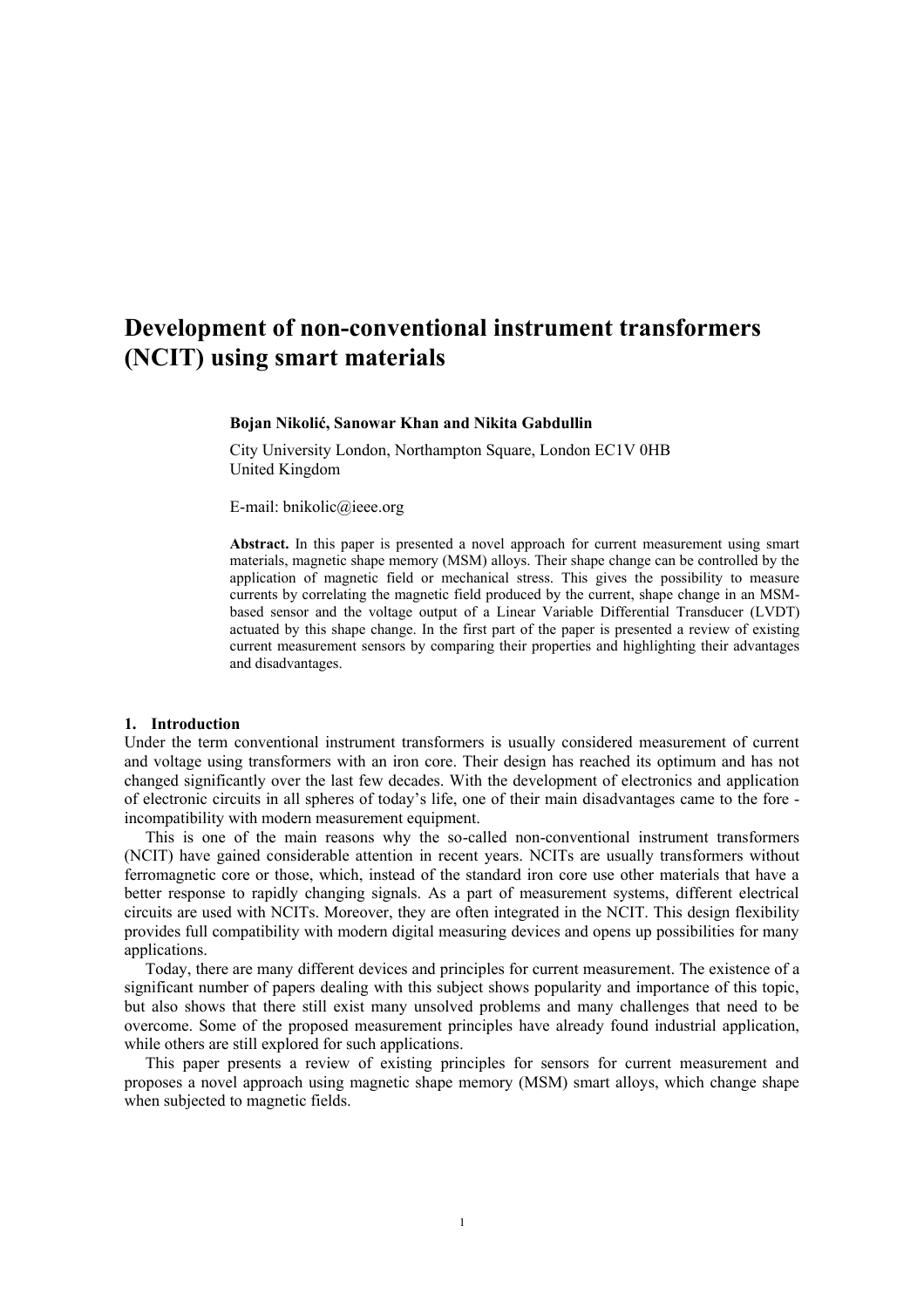# Development of non-conventional instrument transformers (NCIT) using smart materials

**Bojan Nikolić, Sanowar Khan and Nikita Gabdullin**

City University London, Northampton Square, London EC1V 0HB
United Kingdom

E-mail: bnikolic@ieee.org

**Abstract.** In this paper is presented a novel approach for current measurement using smart materials, magnetic shape memory (MSM) alloys. Their shape change can be controlled by the application of magnetic field or mechanical stress. This gives the possibility to measure currents by correlating the magnetic field produced by the current, shape change in an MSM-based sensor and the voltage output of a Linear Variable Differential Transducer (LVDT) actuated by this shape change. In the first part of the paper is presented a review of existing current measurement sensors by comparing their properties and highlighting their advantages and disadvantages.

## 1. Introduction

Under the term conventional instrument transformers is usually considered measurement of current and voltage using transformers with an iron core. Their design has reached its optimum and has not changed significantly over the last few decades. With the development of electronics and application of electronic circuits in all spheres of today's life, one of their main disadvantages came to the fore - incompatibility with modern measurement equipment.

This is one of the main reasons why the so-called non-conventional instrument transformers (NCIT) have gained considerable attention in recent years. NCITs are usually transformers without ferromagnetic core or those, which, instead of the standard iron core use other materials that have a better response to rapidly changing signals. As a part of measurement systems, different electrical circuits are used with NCITs. Moreover, they are often integrated in the NCIT. This design flexibility provides full compatibility with modern digital measuring devices and opens up possibilities for many applications.

Today, there are many different devices and principles for current measurement. The existence of a significant number of papers dealing with this subject shows popularity and importance of this topic, but also shows that there still exist many unsolved problems and many challenges that need to be overcome. Some of the proposed measurement principles have already found industrial application, while others are still explored for such applications.

This paper presents a review of existing principles for sensors for current measurement and proposes a novel approach using magnetic shape memory (MSM) smart alloys, which change shape when subjected to magnetic fields.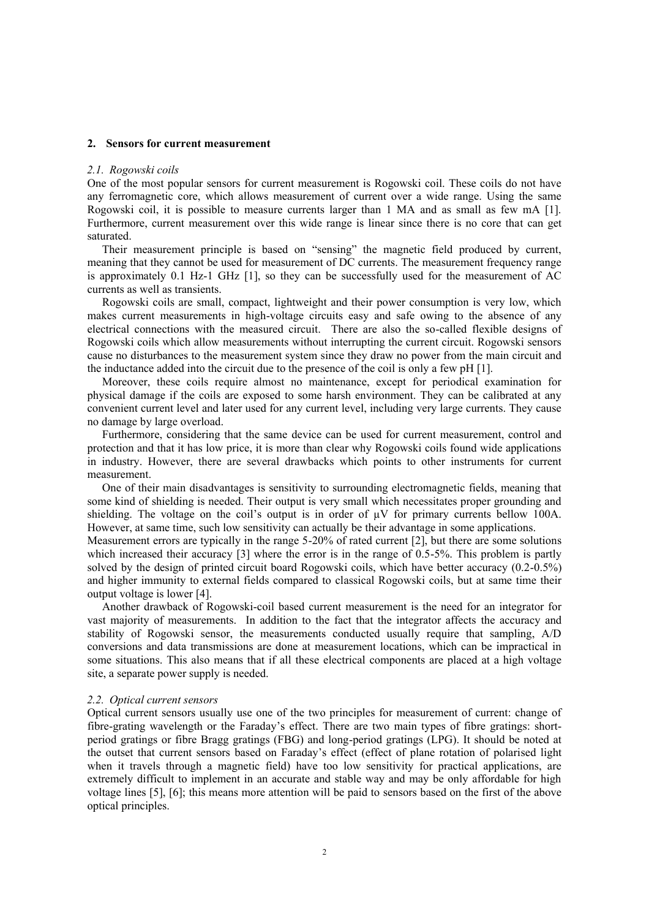## 2. Sensors for current measurement

### *2.1. Rogowski coils*

One of the most popular sensors for current measurement is Rogowski coil. These coils do not have any ferromagnetic core, which allows measurement of current over a wide range. Using the same Rogowski coil, it is possible to measure currents larger than 1 MA and as small as few mA [1]. Furthermore, current measurement over this wide range is linear since there is no core that can get saturated.

Their measurement principle is based on "sensing" the magnetic field produced by current, meaning that they cannot be used for measurement of DC currents. The measurement frequency range is approximately 0.1 Hz-1 GHz [1], so they can be successfully used for the measurement of AC currents as well as transients.

Rogowski coils are small, compact, lightweight and their power consumption is very low, which makes current measurements in high-voltage circuits easy and safe owing to the absence of any electrical connections with the measured circuit. There are also the so-called flexible designs of Rogowski coils which allow measurements without interrupting the current circuit. Rogowski sensors cause no disturbances to the measurement system since they draw no power from the main circuit and the inductance added into the circuit due to the presence of the coil is only a few pH [1].

Moreover, these coils require almost no maintenance, except for periodical examination for physical damage if the coils are exposed to some harsh environment. They can be calibrated at any convenient current level and later used for any current level, including very large currents. They cause no damage by large overload.

Furthermore, considering that the same device can be used for current measurement, control and protection and that it has low price, it is more than clear why Rogowski coils found wide applications in industry. However, there are several drawbacks which points to other instruments for current measurement.

One of their main disadvantages is sensitivity to surrounding electromagnetic fields, meaning that some kind of shielding is needed. Their output is very small which necessitates proper grounding and shielding. The voltage on the coil's output is in order of μV for primary currents bellow 100A. However, at same time, such low sensitivity can actually be their advantage in some applications.

Measurement errors are typically in the range 5-20% of rated current [2], but there are some solutions which increased their accuracy [3] where the error is in the range of 0.5-5%. This problem is partly solved by the design of printed circuit board Rogowski coils, which have better accuracy (0.2-0.5%) and higher immunity to external fields compared to classical Rogowski coils, but at same time their output voltage is lower [4].

Another drawback of Rogowski-coil based current measurement is the need for an integrator for vast majority of measurements. In addition to the fact that the integrator affects the accuracy and stability of Rogowski sensor, the measurements conducted usually require that sampling, A/D conversions and data transmissions are done at measurement locations, which can be impractical in some situations. This also means that if all these electrical components are placed at a high voltage site, a separate power supply is needed.

### *2.2. Optical current sensors*

Optical current sensors usually use one of the two principles for measurement of current: change of fibre-grating wavelength or the Faraday's effect. There are two main types of fibre gratings: short-period gratings or fibre Bragg gratings (FBG) and long-period gratings (LPG). It should be noted at the outset that current sensors based on Faraday's effect (effect of plane rotation of polarised light when it travels through a magnetic field) have too low sensitivity for practical applications, are extremely difficult to implement in an accurate and stable way and may be only affordable for high voltage lines [5], [6]; this means more attention will be paid to sensors based on the first of the above optical principles.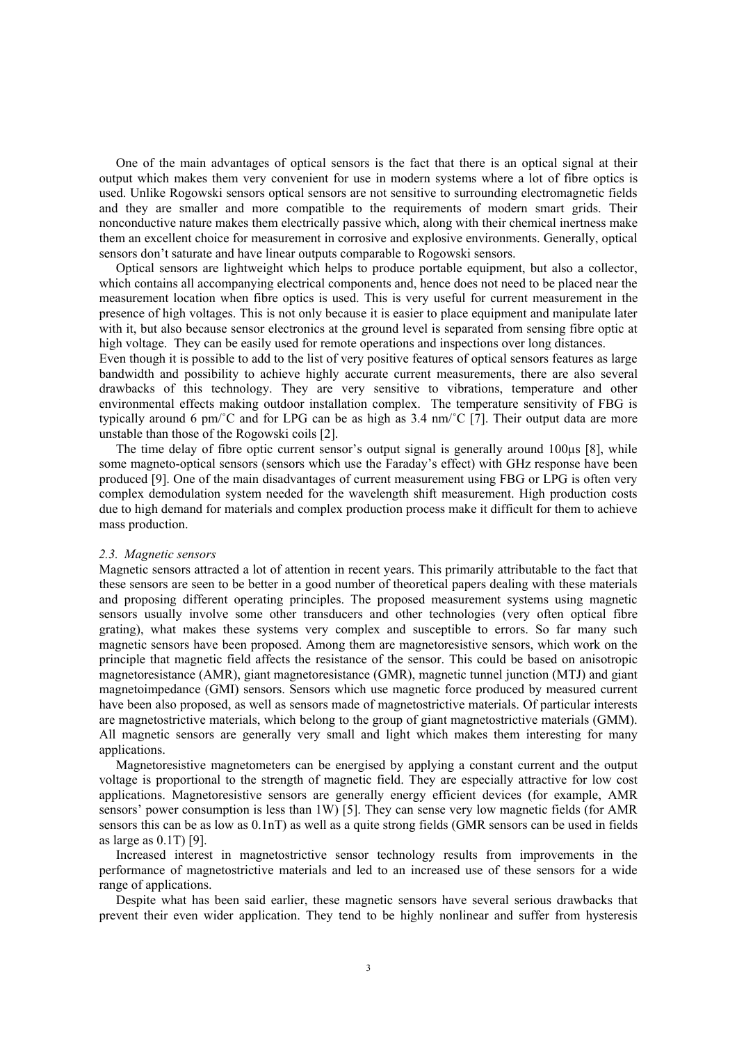One of the main advantages of optical sensors is the fact that there is an optical signal at their output which makes them very convenient for use in modern systems where a lot of fibre optics is used. Unlike Rogowski sensors optical sensors are not sensitive to surrounding electromagnetic fields and they are smaller and more compatible to the requirements of modern smart grids. Their nonconductive nature makes them electrically passive which, along with their chemical inertness make them an excellent choice for measurement in corrosive and explosive environments. Generally, optical sensors don't saturate and have linear outputs comparable to Rogowski sensors.

Optical sensors are lightweight which helps to produce portable equipment, but also a collector, which contains all accompanying electrical components and, hence does not need to be placed near the measurement location when fibre optics is used. This is very useful for current measurement in the presence of high voltages. This is not only because it is easier to place equipment and manipulate later with it, but also because sensor electronics at the ground level is separated from sensing fibre optic at high voltage. They can be easily used for remote operations and inspections over long distances.

Even though it is possible to add to the list of very positive features of optical sensors features as large bandwidth and possibility to achieve highly accurate current measurements, there are also several drawbacks of this technology. They are very sensitive to vibrations, temperature and other environmental effects making outdoor installation complex. The temperature sensitivity of FBG is typically around 6 pm/˚C and for LPG can be as high as 3.4 nm/˚C [7]. Their output data are more unstable than those of the Rogowski coils [2].

The time delay of fibre optic current sensor's output signal is generally around 100μs [8], while some magneto-optical sensors (sensors which use the Faraday's effect) with GHz response have been produced [9]. One of the main disadvantages of current measurement using FBG or LPG is often very complex demodulation system needed for the wavelength shift measurement. High production costs due to high demand for materials and complex production process make it difficult for them to achieve mass production.

### *2.3. Magnetic sensors*

Magnetic sensors attracted a lot of attention in recent years. This primarily attributable to the fact that these sensors are seen to be better in a good number of theoretical papers dealing with these materials and proposing different operating principles. The proposed measurement systems using magnetic sensors usually involve some other transducers and other technologies (very often optical fibre grating), what makes these systems very complex and susceptible to errors. So far many such magnetic sensors have been proposed. Among them are magnetoresistive sensors, which work on the principle that magnetic field affects the resistance of the sensor. This could be based on anisotropic magnetoresistance (AMR), giant magnetoresistance (GMR), magnetic tunnel junction (MTJ) and giant magnetoimpedance (GMI) sensors. Sensors which use magnetic force produced by measured current have been also proposed, as well as sensors made of magnetostrictive materials. Of particular interests are magnetostrictive materials, which belong to the group of giant magnetostrictive materials (GMM). All magnetic sensors are generally very small and light which makes them interesting for many applications.

Magnetoresistive magnetometers can be energised by applying a constant current and the output voltage is proportional to the strength of magnetic field. They are especially attractive for low cost applications. Magnetoresistive sensors are generally energy efficient devices (for example, AMR sensors' power consumption is less than 1W) [5]. They can sense very low magnetic fields (for AMR sensors this can be as low as 0.1nT) as well as a quite strong fields (GMR sensors can be used in fields as large as 0.1T) [9].

Increased interest in magnetostrictive sensor technology results from improvements in the performance of magnetostrictive materials and led to an increased use of these sensors for a wide range of applications.

Despite what has been said earlier, these magnetic sensors have several serious drawbacks that prevent their even wider application. They tend to be highly nonlinear and suffer from hysteresis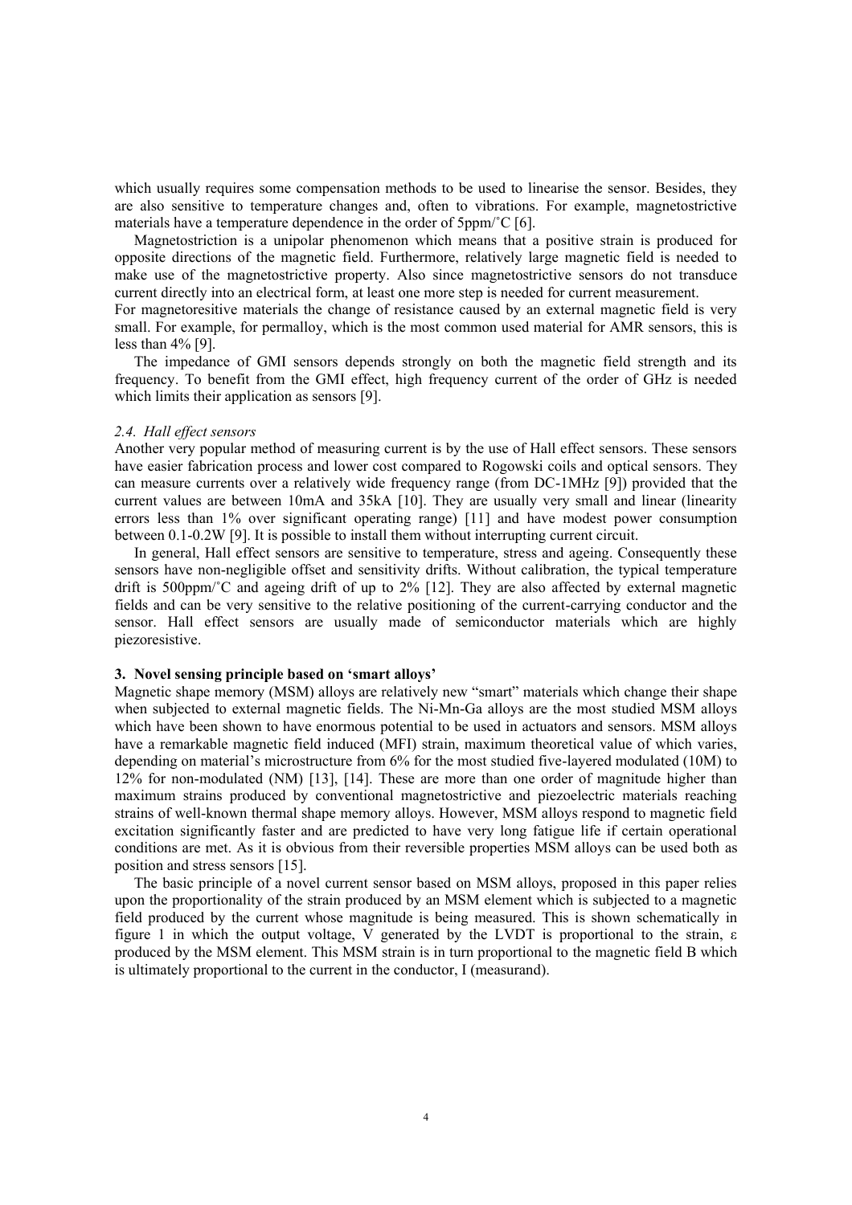which usually requires some compensation methods to be used to linearise the sensor. Besides, they are also sensitive to temperature changes and, often to vibrations. For example, magnetostrictive materials have a temperature dependence in the order of 5ppm/˚C [6].

Magnetostriction is a unipolar phenomenon which means that a positive strain is produced for opposite directions of the magnetic field. Furthermore, relatively large magnetic field is needed to make use of the magnetostrictive property. Also since magnetostrictive sensors do not transduce current directly into an electrical form, at least one more step is needed for current measurement.

For magnetoresitive materials the change of resistance caused by an external magnetic field is very small. For example, for permalloy, which is the most common used material for AMR sensors, this is less than 4% [9].

The impedance of GMI sensors depends strongly on both the magnetic field strength and its frequency. To benefit from the GMI effect, high frequency current of the order of GHz is needed which limits their application as sensors [9].

### *2.4. Hall effect sensors*

Another very popular method of measuring current is by the use of Hall effect sensors. These sensors have easier fabrication process and lower cost compared to Rogowski coils and optical sensors. They can measure currents over a relatively wide frequency range (from DC-1MHz [9]) provided that the current values are between 10mA and 35kA [10]. They are usually very small and linear (linearity errors less than 1% over significant operating range) [11] and have modest power consumption between 0.1-0.2W [9]. It is possible to install them without interrupting current circuit.

In general, Hall effect sensors are sensitive to temperature, stress and ageing. Consequently these sensors have non-negligible offset and sensitivity drifts. Without calibration, the typical temperature drift is 500ppm/˚C and ageing drift of up to 2% [12]. They are also affected by external magnetic fields and can be very sensitive to the relative positioning of the current-carrying conductor and the sensor. Hall effect sensors are usually made of semiconductor materials which are highly piezoresistive.

## **3. Novel sensing principle based on 'smart alloys'**

Magnetic shape memory (MSM) alloys are relatively new "smart" materials which change their shape when subjected to external magnetic fields. The Ni-Mn-Ga alloys are the most studied MSM alloys which have been shown to have enormous potential to be used in actuators and sensors. MSM alloys have a remarkable magnetic field induced (MFI) strain, maximum theoretical value of which varies, depending on material's microstructure from 6% for the most studied five-layered modulated (10M) to 12% for non-modulated (NM) [13], [14]. These are more than one order of magnitude higher than maximum strains produced by conventional magnetostrictive and piezoelectric materials reaching strains of well-known thermal shape memory alloys. However, MSM alloys respond to magnetic field excitation significantly faster and are predicted to have very long fatigue life if certain operational conditions are met. As it is obvious from their reversible properties MSM alloys can be used both as position and stress sensors [15].

The basic principle of a novel current sensor based on MSM alloys, proposed in this paper relies upon the proportionality of the strain produced by an MSM element which is subjected to a magnetic field produced by the current whose magnitude is being measured. This is shown schematically in figure 1 in which the output voltage, $V$ generated by the LVDT is proportional to the strain, $\varepsilon$ produced by the MSM element. This MSM strain is in turn proportional to the magnetic field $B$ which is ultimately proportional to the current in the conductor, $I$ (measurand).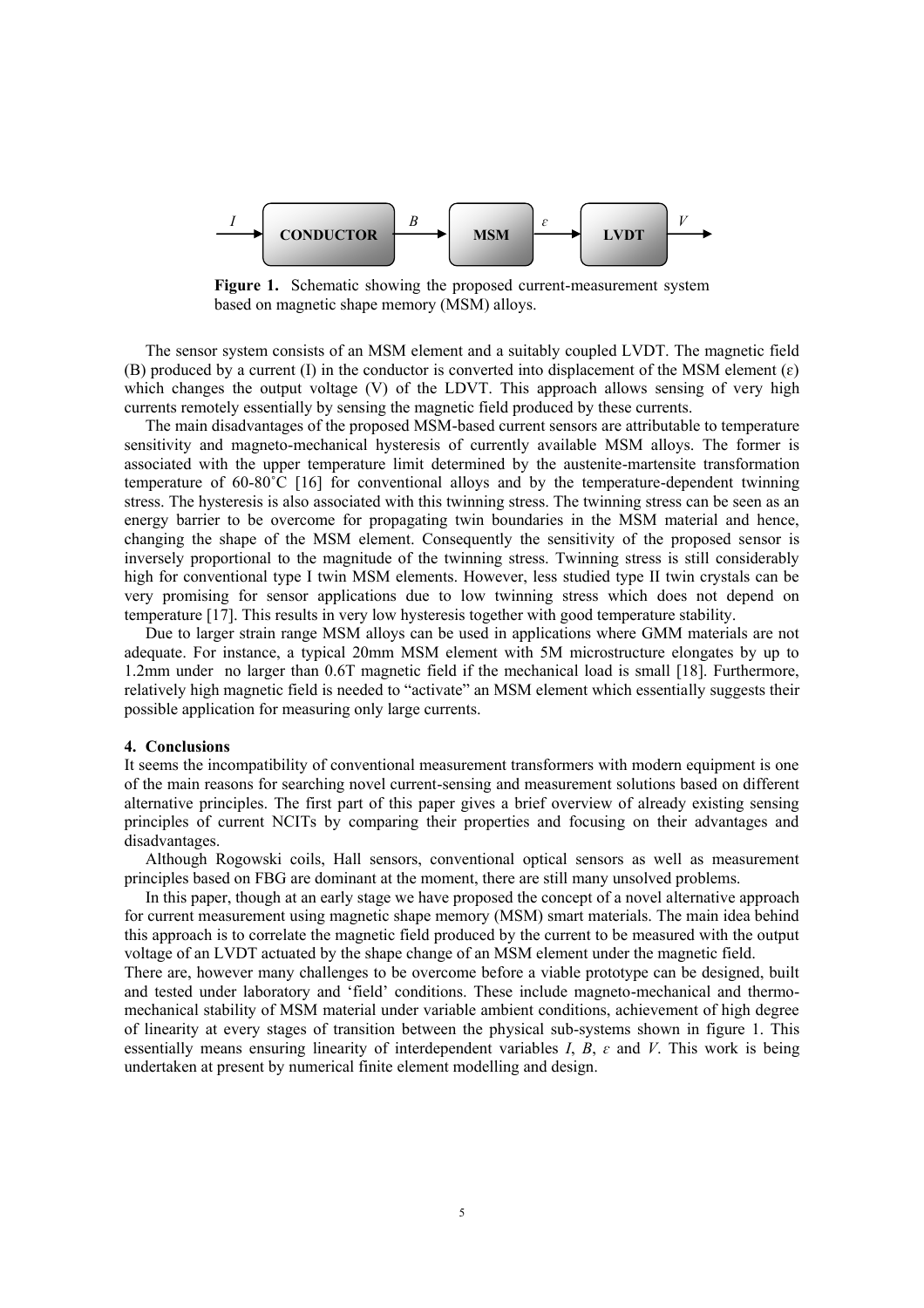$I$ → **CONDUCTOR** → $B$ → **MSM** → $\varepsilon$ → **LVDT** → $V$

**Figure 1.** Schematic showing the proposed current-measurement system based on magnetic shape memory (MSM) alloys.

The sensor system consists of an MSM element and a suitably coupled LVDT. The magnetic field (B) produced by a current (I) in the conductor is converted into displacement of the MSM element ($\varepsilon$) which changes the output voltage (V) of the LDVT. This approach allows sensing of very high currents remotely essentially by sensing the magnetic field produced by these currents.

The main disadvantages of the proposed MSM-based current sensors are attributable to temperature sensitivity and magneto-mechanical hysteresis of currently available MSM alloys. The former is associated with the upper temperature limit determined by the austenite-martensite transformation temperature of 60-80˚C [16] for conventional alloys and by the temperature-dependent twinning stress. The hysteresis is also associated with this twinning stress. The twinning stress can be seen as an energy barrier to be overcome for propagating twin boundaries in the MSM material and hence, changing the shape of the MSM element. Consequently the sensitivity of the proposed sensor is inversely proportional to the magnitude of the twinning stress. Twinning stress is still considerably high for conventional type I twin MSM elements. However, less studied type II twin crystals can be very promising for sensor applications due to low twinning stress which does not depend on temperature [17]. This results in very low hysteresis together with good temperature stability.

Due to larger strain range MSM alloys can be used in applications where GMM materials are not adequate. For instance, a typical 20mm MSM element with 5M microstructure elongates by up to 1.2mm under no larger than 0.6T magnetic field if the mechanical load is small [18]. Furthermore, relatively high magnetic field is needed to "activate" an MSM element which essentially suggests their possible application for measuring only large currents.

## 4. Conclusions

It seems the incompatibility of conventional measurement transformers with modern equipment is one of the main reasons for searching novel current-sensing and measurement solutions based on different alternative principles. The first part of this paper gives a brief overview of already existing sensing principles of current NCITs by comparing their properties and focusing on their advantages and disadvantages.

Although Rogowski coils, Hall sensors, conventional optical sensors as well as measurement principles based on FBG are dominant at the moment, there are still many unsolved problems.

In this paper, though at an early stage we have proposed the concept of a novel alternative approach for current measurement using magnetic shape memory (MSM) smart materials. The main idea behind this approach is to correlate the magnetic field produced by the current to be measured with the output voltage of an LVDT actuated by the shape change of an MSM element under the magnetic field.

There are, however many challenges to be overcome before a viable prototype can be designed, built and tested under laboratory and 'field' conditions. These include magneto-mechanical and thermo-mechanical stability of MSM material under variable ambient conditions, achievement of high degree of linearity at every stages of transition between the physical sub-systems shown in figure 1. This essentially means ensuring linearity of interdependent variables $I$, $B$, $\varepsilon$ and $V$. This work is being undertaken at present by numerical finite element modelling and design.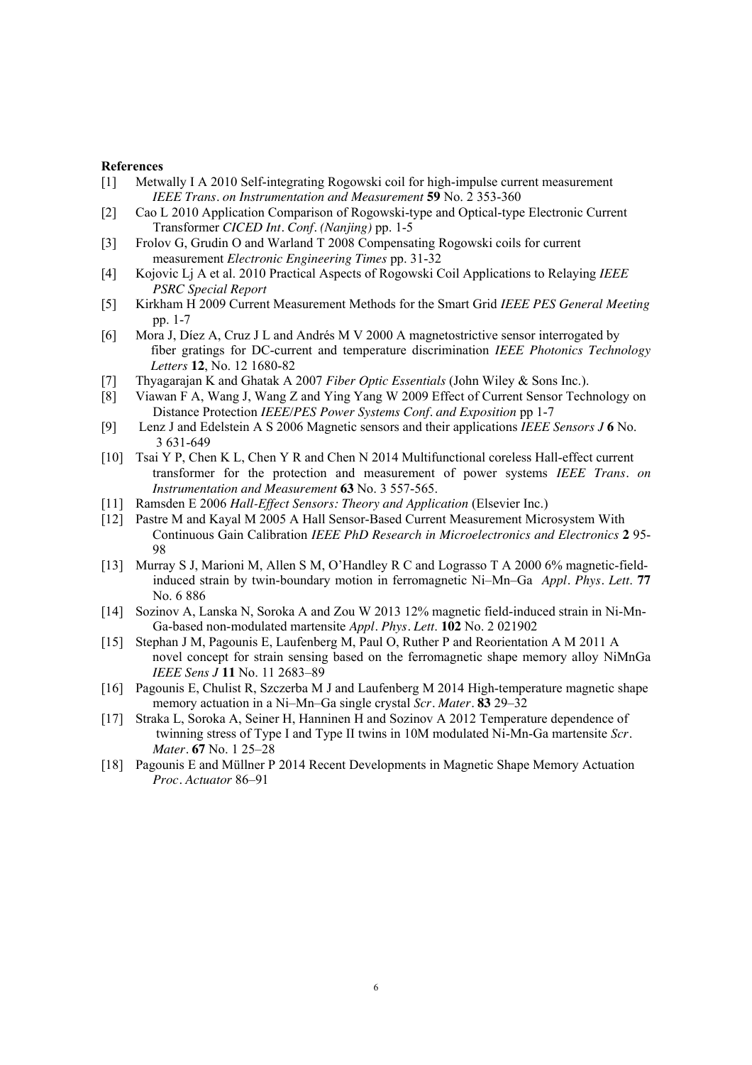**References**

[1] Metwally I A 2010 Self-integrating Rogowski coil for high-impulse current measurement *IEEE Trans. on Instrumentation and Measurement* **59** No. 2 353-360

[2] Cao L 2010 Application Comparison of Rogowski-type and Optical-type Electronic Current Transformer *CICED Int. Conf. (Nanjing)* pp. 1-5

[3] Frolov G, Grudin O and Warland T 2008 Compensating Rogowski coils for current measurement *Electronic Engineering Times* pp. 31-32

[4] Kojovic Lj A et al. 2010 Practical Aspects of Rogowski Coil Applications to Relaying *IEEE PSRC Special Report*

[5] Kirkham H 2009 Current Measurement Methods for the Smart Grid *IEEE PES General Meeting* pp. 1-7

[6] Mora J, Díez A, Cruz J L and Andrés M V 2000 A magnetostrictive sensor interrogated by fiber gratings for DC-current and temperature discrimination *IEEE Photonics Technology Letters* **12**, No. 12 1680-82

[7] Thyagarajan K and Ghatak A 2007 *Fiber Optic Essentials* (John Wiley & Sons Inc.).

[8] Viawan F A, Wang J, Wang Z and Ying Yang W 2009 Effect of Current Sensor Technology on Distance Protection *IEEE/PES Power Systems Conf. and Exposition* pp 1-7

[9] Lenz J and Edelstein A S 2006 Magnetic sensors and their applications *IEEE Sensors J* **6** No. 3 631-649

[10] Tsai Y P, Chen K L, Chen Y R and Chen N 2014 Multifunctional coreless Hall-effect current transformer for the protection and measurement of power systems *IEEE Trans. on Instrumentation and Measurement* **63** No. 3 557-565.

[11] Ramsden E 2006 *Hall-Effect Sensors: Theory and Application* (Elsevier Inc.)

[12] Pastre M and Kayal M 2005 A Hall Sensor-Based Current Measurement Microsystem With Continuous Gain Calibration *IEEE PhD Research in Microelectronics and Electronics* **2** 95-98

[13] Murray S J, Marioni M, Allen S M, O'Handley R C and Lograsso T A 2000 6% magnetic-field-induced strain by twin-boundary motion in ferromagnetic Ni–Mn–Ga *Appl. Phys. Lett.* **77** No. 6 886

[14] Sozinov A, Lanska N, Soroka A and Zou W 2013 12% magnetic field-induced strain in Ni-Mn-Ga-based non-modulated martensite *Appl. Phys. Lett.* **102** No. 2 021902

[15] Stephan J M, Pagounis E, Laufenberg M, Paul O, Ruther P and Reorientation A M 2011 A novel concept for strain sensing based on the ferromagnetic shape memory alloy NiMnGa *IEEE Sens J* **11** No. 11 2683–89

[16] Pagounis E, Chulist R, Szczerba M J and Laufenberg M 2014 High-temperature magnetic shape memory actuation in a Ni–Mn–Ga single crystal *Scr. Mater.* **83** 29–32

[17] Straka L, Soroka A, Seiner H, Hanninen H and Sozinov A 2012 Temperature dependence of twinning stress of Type I and Type II twins in 10M modulated Ni-Mn-Ga martensite *Scr. Mater.* **67** No. 1 25–28

[18] Pagounis E and Müllner P 2014 Recent Developments in Magnetic Shape Memory Actuation *Proc. Actuator* 86–91